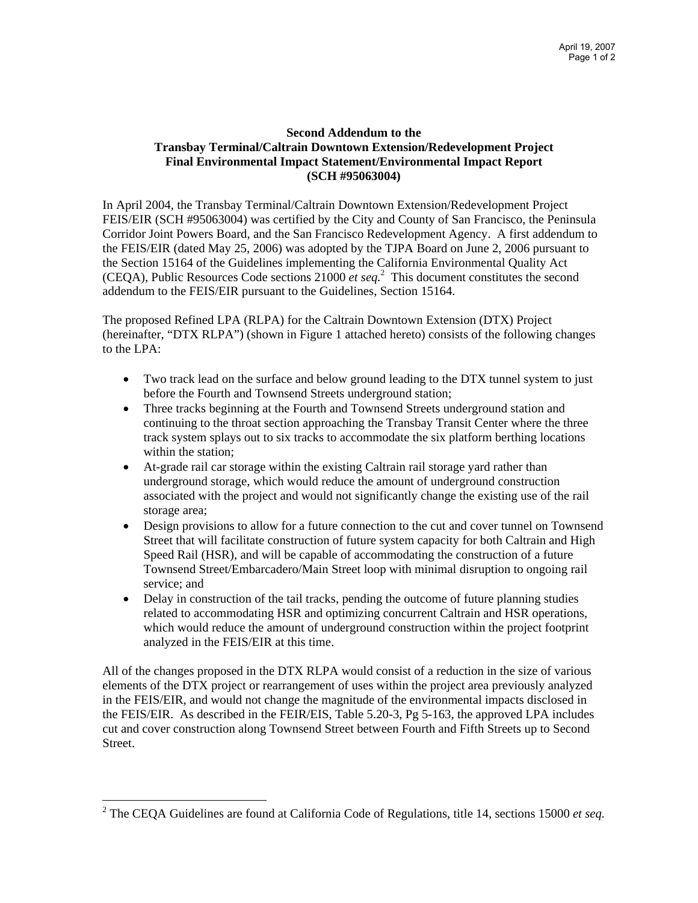# Second Addendum to the Transbay Terminal/Caltrain Downtown Extension/Redevelopment Project Final Environmental Impact Statement/Environmental Impact Report (SCH #95063004)

In April 2004, the Transbay Terminal/Caltrain Downtown Extension/Redevelopment Project FEIS/EIR (SCH #95063004) was certified by the City and County of San Francisco, the Peninsula Corridor Joint Powers Board, and the San Francisco Redevelopment Agency. A first addendum to the FEIS/EIR (dated May 25, 2006) was adopted by the TJPA Board on June 2, 2006 pursuant to the Section 15164 of the Guidelines implementing the California Environmental Quality Act (CEQA), Public Resources Code sections 21000 *et seq.*[2] This document constitutes the second addendum to the FEIS/EIR pursuant to the Guidelines, Section 15164.

The proposed Refined LPA (RLPA) for the Caltrain Downtown Extension (DTX) Project (hereinafter, "DTX RLPA") (shown in Figure 1 attached hereto) consists of the following changes to the LPA:

- Two track lead on the surface and below ground leading to the DTX tunnel system to just before the Fourth and Townsend Streets underground station;
- Three tracks beginning at the Fourth and Townsend Streets underground station and continuing to the throat section approaching the Transbay Transit Center where the three track system splays out to six tracks to accommodate the six platform berthing locations within the station;
- At-grade rail car storage within the existing Caltrain rail storage yard rather than underground storage, which would reduce the amount of underground construction associated with the project and would not significantly change the existing use of the rail storage area;
- Design provisions to allow for a future connection to the cut and cover tunnel on Townsend Street that will facilitate construction of future system capacity for both Caltrain and High Speed Rail (HSR), and will be capable of accommodating the construction of a future Townsend Street/Embarcadero/Main Street loop with minimal disruption to ongoing rail service; and
- Delay in construction of the tail tracks, pending the outcome of future planning studies related to accommodating HSR and optimizing concurrent Caltrain and HSR operations, which would reduce the amount of underground construction within the project footprint analyzed in the FEIS/EIR at this time.

All of the changes proposed in the DTX RLPA would consist of a reduction in the size of various elements of the DTX project or rearrangement of uses within the project area previously analyzed in the FEIS/EIR, and would not change the magnitude of the environmental impacts disclosed in the FEIS/EIR. As described in the FEIR/EIS, Table 5.20-3, Pg 5-163, the approved LPA includes cut and cover construction along Townsend Street between Fourth and Fifth Streets up to Second Street.

[2] The CEQA Guidelines are found at California Code of Regulations, title 14, sections 15000 *et seq.*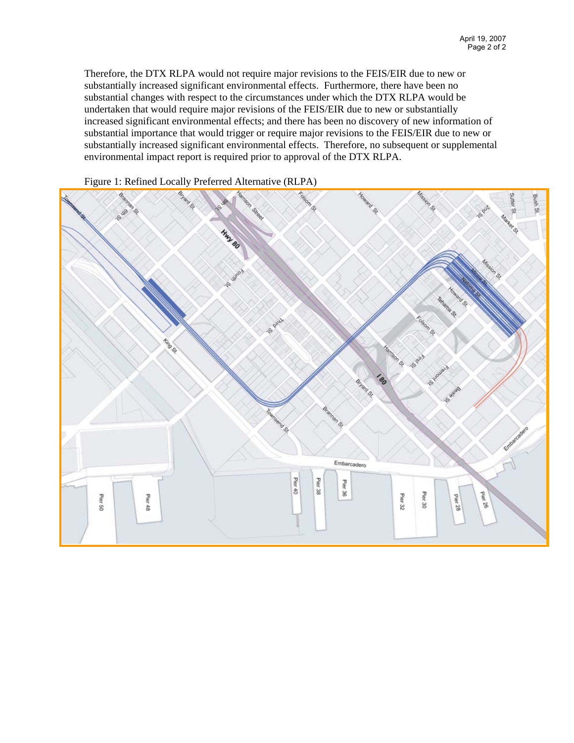Therefore, the DTX RLPA would not require major revisions to the FEIS/EIR due to new or substantially increased significant environmental effects. Furthermore, there have been no substantial changes with respect to the circumstances under which the DTX RLPA would be undertaken that would require major revisions of the FEIS/EIR due to new or substantially increased significant environmental effects; and there has been no discovery of new information of substantial importance that would trigger or require major revisions to the FEIS/EIR due to new or substantially increased significant environmental effects. Therefore, no subsequent or supplemental environmental impact report is required prior to approval of the DTX RLPA.

Figure 1: Refined Locally Preferred Alternative (RLPA)

Townsend St
Brannan St
6th St
Bryant St
5th St
Harrison Street
Folsom St
Howard St
Mission St
2nd St
Sutter St
Bush St
Market St
Hwy 80
Fourth St
Mission St
Minna St
Natoma St
Howard St
Tehama St
Third St
Folsom St
King St
Harrison St
First St
Fremont St
I 80
Bryant St
Beale St
Townsend St
Brannan St
Embarcadero
Embarcadero
Pier 40
Pier 38
Pier 36
Pier 32
Pier 30
Pier 28
Pier 26
Pier 50
Pier 48